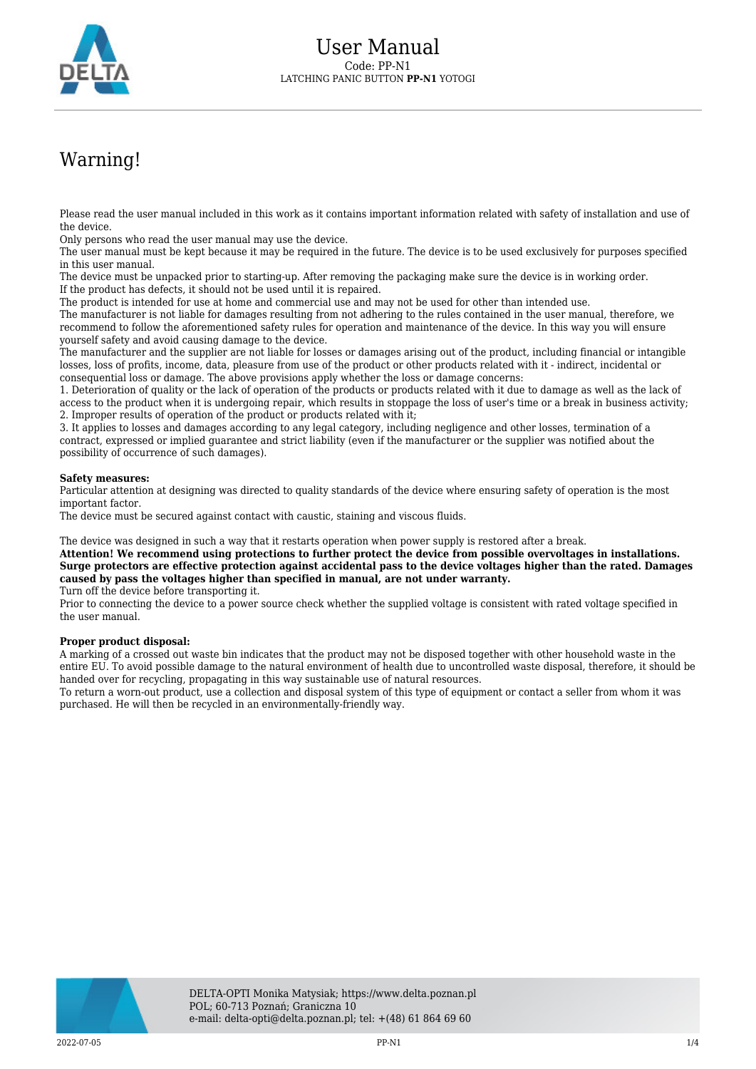# User Manual

Code: PP-N1

LATCHING PANIC BUTTON **PP-N1** YOTOGI

## Warning!

Please read the user manual included in this work as it contains important information related with safety of installation and use of the device.
Only persons who read the user manual may use the device.
The user manual must be kept because it may be required in the future. The device is to be used exclusively for purposes specified in this user manual.
The device must be unpacked prior to starting-up. After removing the packaging make sure the device is in working order.
If the product has defects, it should not be used until it is repaired.
The product is intended for use at home and commercial use and may not be used for other than intended use.
The manufacturer is not liable for damages resulting from not adhering to the rules contained in the user manual, therefore, we recommend to follow the aforementioned safety rules for operation and maintenance of the device. In this way you will ensure yourself safety and avoid causing damage to the device.
The manufacturer and the supplier are not liable for losses or damages arising out of the product, including financial or intangible losses, loss of profits, income, data, pleasure from use of the product or other products related with it - indirect, incidental or consequential loss or damage. The above provisions apply whether the loss or damage concerns:
1. Deterioration of quality or the lack of operation of the products or products related with it due to damage as well as the lack of access to the product when it is undergoing repair, which results in stoppage the loss of user's time or a break in business activity;
2. Improper results of operation of the product or products related with it;
3. It applies to losses and damages according to any legal category, including negligence and other losses, termination of a contract, expressed or implied guarantee and strict liability (even if the manufacturer or the supplier was notified about the possibility of occurrence of such damages).

**Safety measures:**
Particular attention at designing was directed to quality standards of the device where ensuring safety of operation is the most important factor.
The device must be secured against contact with caustic, staining and viscous fluids.

The device was designed in such a way that it restarts operation when power supply is restored after a break.
**Attention! We recommend using protections to further protect the device from possible overvoltages in installations. Surge protectors are effective protection against accidental pass to the device voltages higher than the rated. Damages caused by pass the voltages higher than specified in manual, are not under warranty.**
Turn off the device before transporting it.
Prior to connecting the device to a power source check whether the supplied voltage is consistent with rated voltage specified in the user manual.

**Proper product disposal:**
A marking of a crossed out waste bin indicates that the product may not be disposed together with other household waste in the entire EU. To avoid possible damage to the natural environment of health due to uncontrolled waste disposal, therefore, it should be handed over for recycling, propagating in this way sustainable use of natural resources.
To return a worn-out product, use a collection and disposal system of this type of equipment or contact a seller from whom it was purchased. He will then be recycled in an environmentally-friendly way.

DELTA-OPTI Monika Matysiak; https://www.delta.poznan.pl
POL; 60-713 Poznań; Graniczna 10
e-mail: delta-opti@delta.poznan.pl; tel: +(48) 61 864 69 60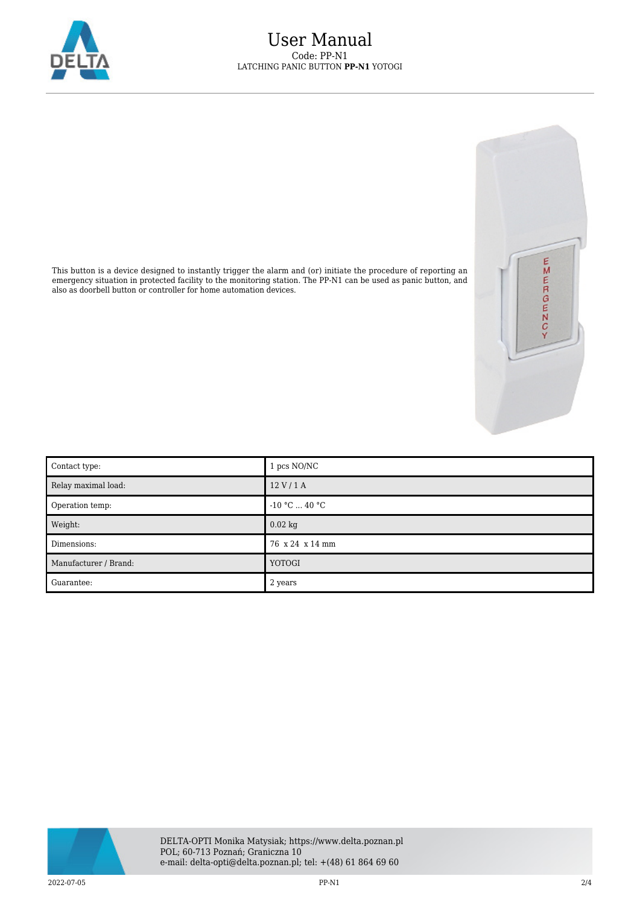This button is a device designed to instantly trigger the alarm and (or) initiate the procedure of reporting an emergency situation in protected facility to the monitoring station. The PP-N1 can be used as panic button, and also as doorbell button or controller for home automation devices.

| | |
|---|---|
| Contact type: | 1 pcs NO/NC |
| Relay maximal load: | 12 V / 1 A |
| Operation temp: | -10 °C ... 40 °C |
| Weight: | 0.02 kg |
| Dimensions: | 76 x 24 x 14 mm |
| Manufacturer / Brand: | YOTOGI |
| Guarantee: | 2 years |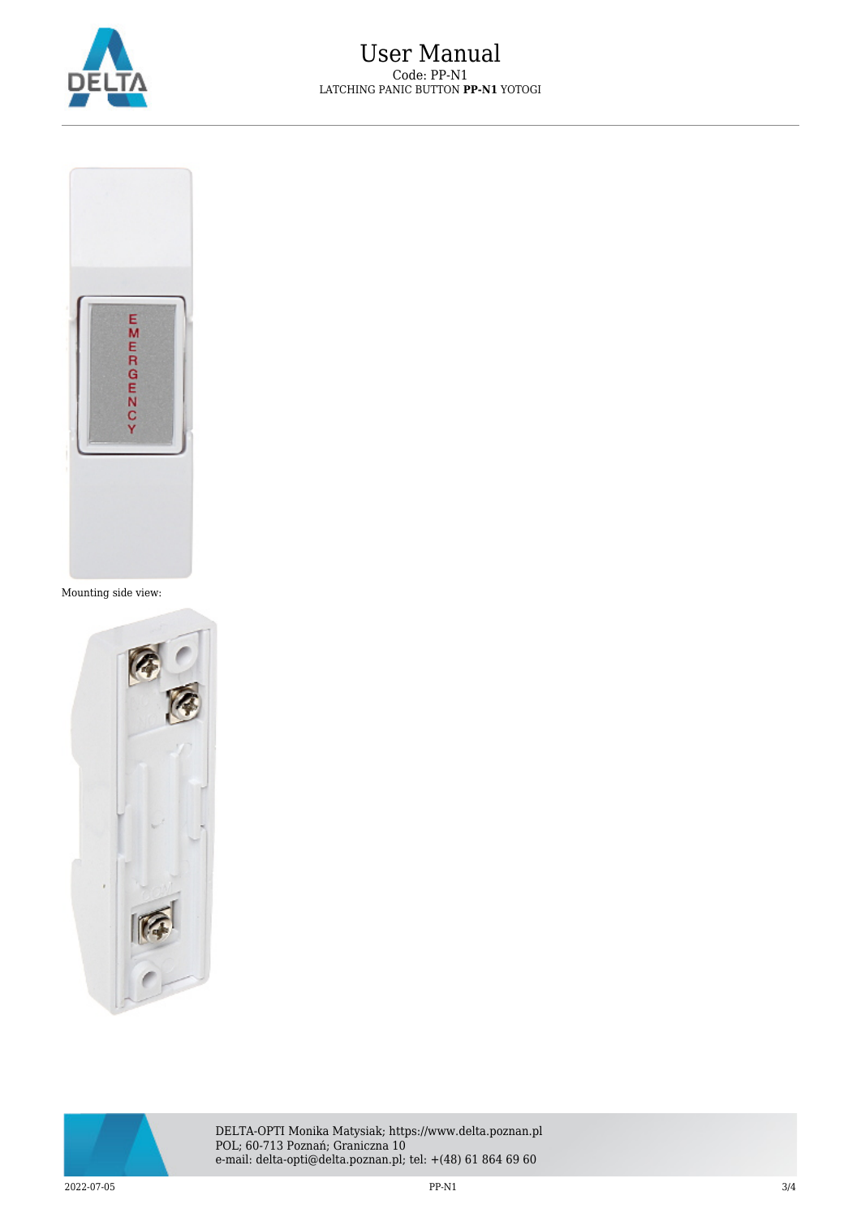Mounting side view: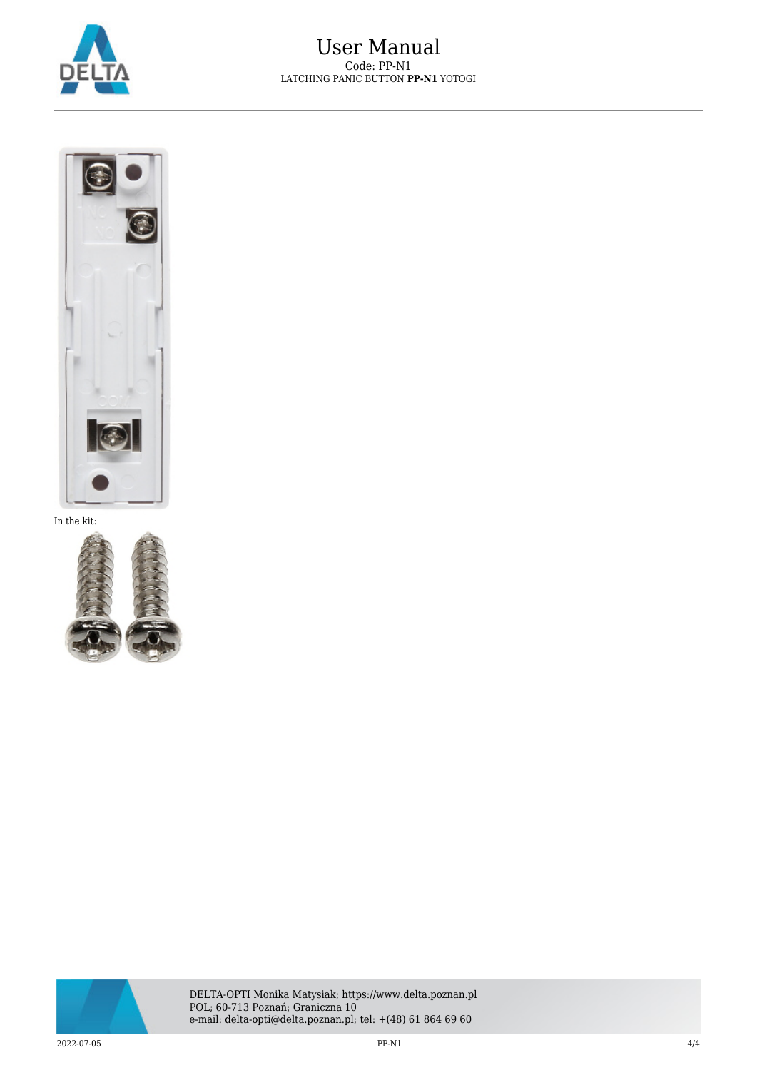In the kit: